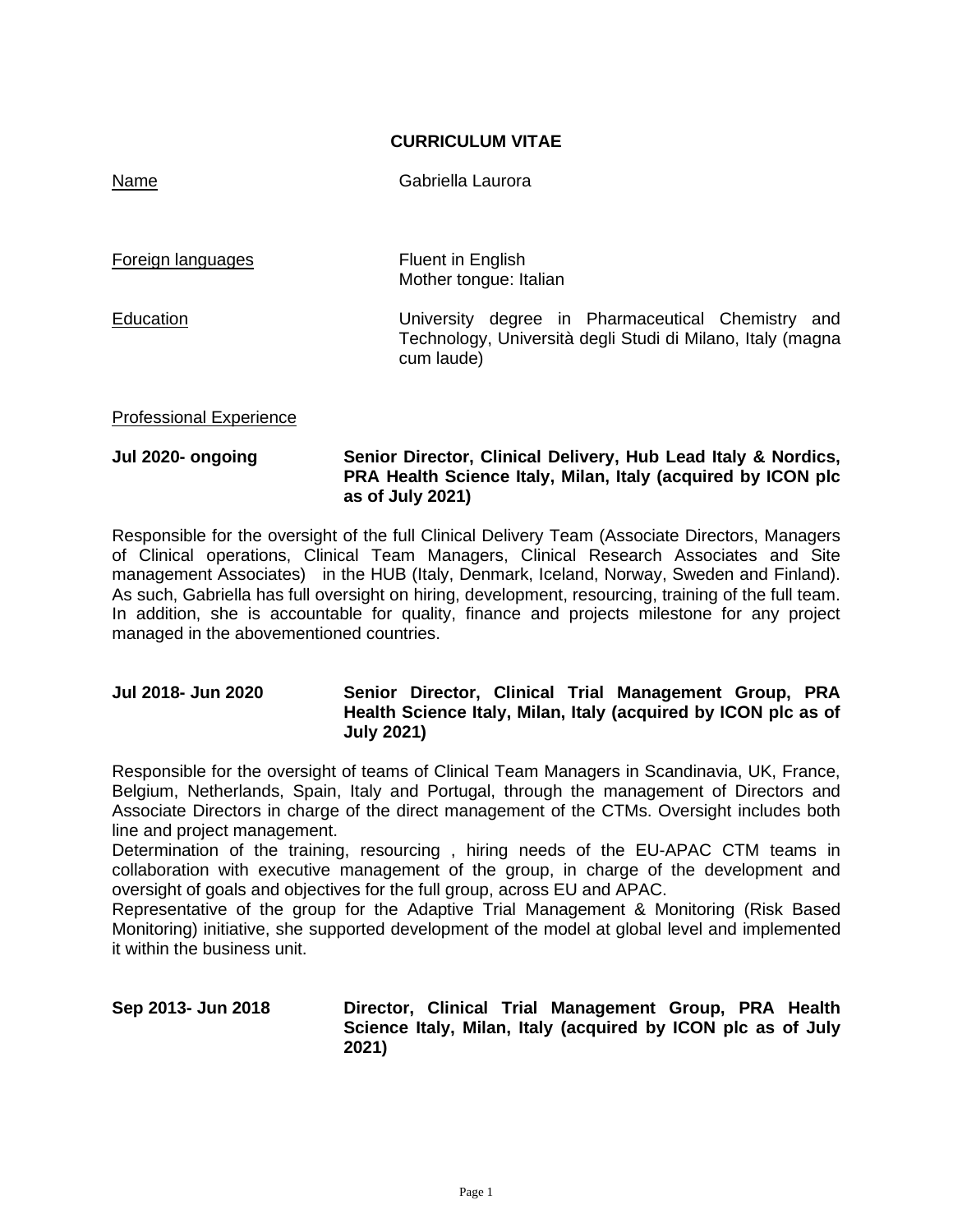# CURRICULUM VITAE

| | |
|---|---|
| Name | Gabriella Laurora |
| Foreign languages | Fluent in English<br>Mother tongue: Italian |
| Education | University degree in Pharmaceutical Chemistry and Technology, Università degli Studi di Milano, Italy (magna cum laude) |

## Professional Experience

**Jul 2020- ongoing** **Senior Director, Clinical Delivery, Hub Lead Italy & Nordics, PRA Health Science Italy, Milan, Italy (acquired by ICON plc as of July 2021)**

Responsible for the oversight of the full Clinical Delivery Team (Associate Directors, Managers of Clinical operations, Clinical Team Managers, Clinical Research Associates and Site management Associates) in the HUB (Italy, Denmark, Iceland, Norway, Sweden and Finland). As such, Gabriella has full oversight on hiring, development, resourcing, training of the full team. In addition, she is accountable for quality, finance and projects milestone for any project managed in the abovementioned countries.

**Jul 2018- Jun 2020** **Senior Director, Clinical Trial Management Group, PRA Health Science Italy, Milan, Italy (acquired by ICON plc as of July 2021)**

Responsible for the oversight of teams of Clinical Team Managers in Scandinavia, UK, France, Belgium, Netherlands, Spain, Italy and Portugal, through the management of Directors and Associate Directors in charge of the direct management of the CTMs. Oversight includes both line and project management.

Determination of the training, resourcing , hiring needs of the EU-APAC CTM teams in collaboration with executive management of the group, in charge of the development and oversight of goals and objectives for the full group, across EU and APAC.

Representative of the group for the Adaptive Trial Management & Monitoring (Risk Based Monitoring) initiative, she supported development of the model at global level and implemented it within the business unit.

**Sep 2013- Jun 2018** **Director, Clinical Trial Management Group, PRA Health Science Italy, Milan, Italy (acquired by ICON plc as of July 2021)**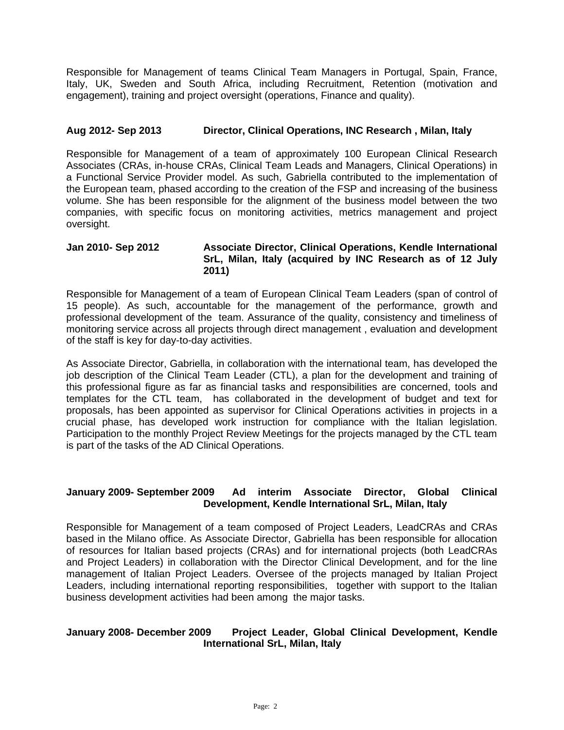Responsible for Management of teams Clinical Team Managers in Portugal, Spain, France, Italy, UK, Sweden and South Africa, including Recruitment, Retention (motivation and engagement), training and project oversight (operations, Finance and quality).

**Aug 2012- Sep 2013 Director, Clinical Operations, INC Research , Milan, Italy**

Responsible for Management of a team of approximately 100 European Clinical Research Associates (CRAs, in-house CRAs, Clinical Team Leads and Managers, Clinical Operations) in a Functional Service Provider model. As such, Gabriella contributed to the implementation of the European team, phased according to the creation of the FSP and increasing of the business volume. She has been responsible for the alignment of the business model between the two companies, with specific focus on monitoring activities, metrics management and project oversight.

**Jan 2010- Sep 2012 Associate Director, Clinical Operations, Kendle International SrL, Milan, Italy (acquired by INC Research as of 12 July 2011)**

Responsible for Management of a team of European Clinical Team Leaders (span of control of 15 people). As such, accountable for the management of the performance, growth and professional development of the team. Assurance of the quality, consistency and timeliness of monitoring service across all projects through direct management , evaluation and development of the staff is key for day-to-day activities.

As Associate Director, Gabriella, in collaboration with the international team, has developed the job description of the Clinical Team Leader (CTL), a plan for the development and training of this professional figure as far as financial tasks and responsibilities are concerned, tools and templates for the CTL team, has collaborated in the development of budget and text for proposals, has been appointed as supervisor for Clinical Operations activities in projects in a crucial phase, has developed work instruction for compliance with the Italian legislation. Participation to the monthly Project Review Meetings for the projects managed by the CTL team is part of the tasks of the AD Clinical Operations.

**January 2009- September 2009 Ad interim Associate Director, Global Clinical Development, Kendle International SrL, Milan, Italy**

Responsible for Management of a team composed of Project Leaders, LeadCRAs and CRAs based in the Milano office. As Associate Director, Gabriella has been responsible for allocation of resources for Italian based projects (CRAs) and for international projects (both LeadCRAs and Project Leaders) in collaboration with the Director Clinical Development, and for the line management of Italian Project Leaders. Oversee of the projects managed by Italian Project Leaders, including international reporting responsibilities, together with support to the Italian business development activities had been among the major tasks.

**January 2008- December 2009 Project Leader, Global Clinical Development, Kendle International SrL, Milan, Italy**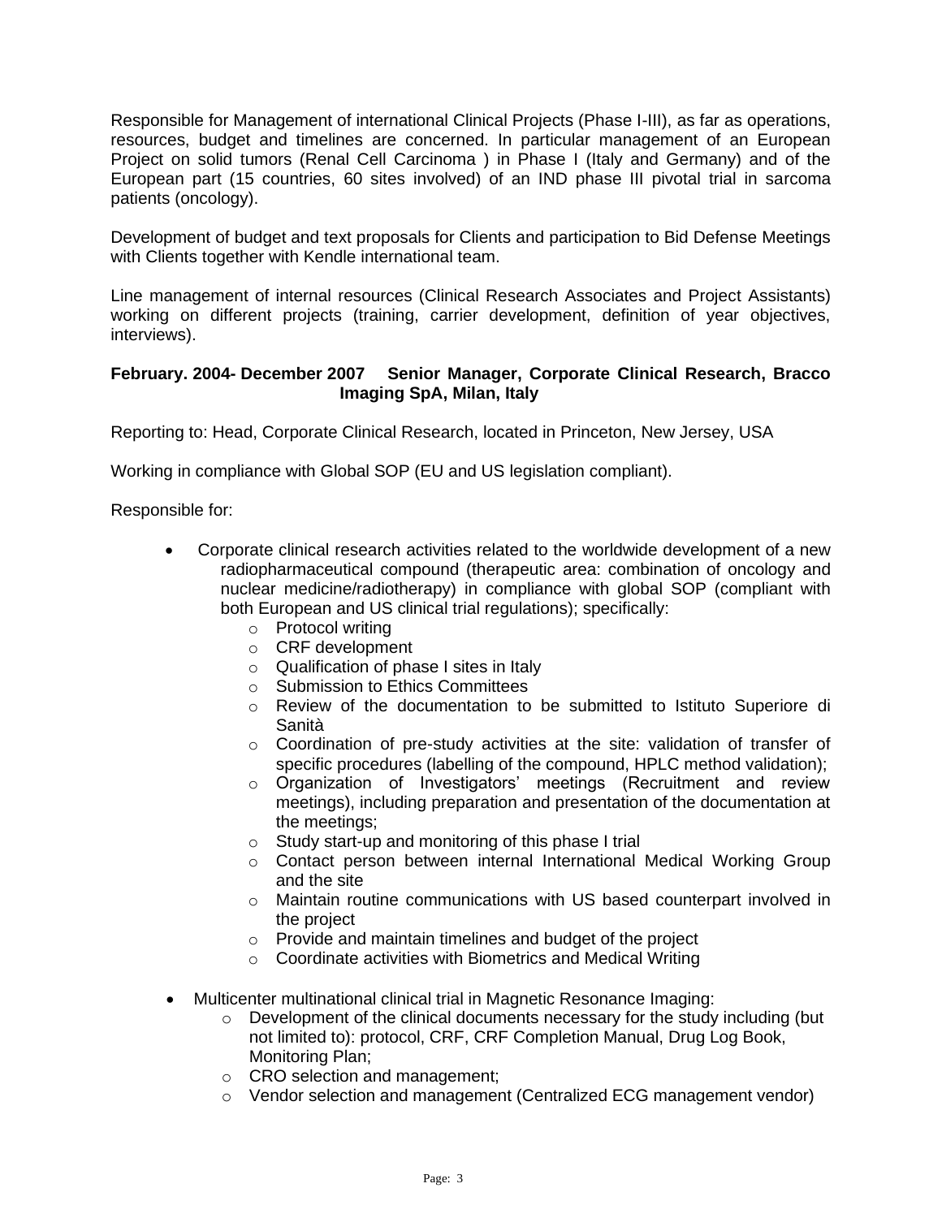Responsible for Management of international Clinical Projects (Phase I-III), as far as operations, resources, budget and timelines are concerned. In particular management of an European Project on solid tumors (Renal Cell Carcinoma ) in Phase I (Italy and Germany) and of the European part (15 countries, 60 sites involved) of an IND phase III pivotal trial in sarcoma patients (oncology).

Development of budget and text proposals for Clients and participation to Bid Defense Meetings with Clients together with Kendle international team.

Line management of internal resources (Clinical Research Associates and Project Assistants) working on different projects (training, carrier development, definition of year objectives, interviews).

**February. 2004- December 2007 Senior Manager, Corporate Clinical Research, Bracco Imaging SpA, Milan, Italy**

Reporting to: Head, Corporate Clinical Research, located in Princeton, New Jersey, USA

Working in compliance with Global SOP (EU and US legislation compliant).

Responsible for:

- Corporate clinical research activities related to the worldwide development of a new radiopharmaceutical compound (therapeutic area: combination of oncology and nuclear medicine/radiotherapy) in compliance with global SOP (compliant with both European and US clinical trial regulations); specifically:
    - Protocol writing
    - CRF development
    - Qualification of phase I sites in Italy
    - Submission to Ethics Committees
    - Review of the documentation to be submitted to Istituto Superiore di Sanità
    - Coordination of pre-study activities at the site: validation of transfer of specific procedures (labelling of the compound, HPLC method validation);
    - Organization of Investigators' meetings (Recruitment and review meetings), including preparation and presentation of the documentation at the meetings;
    - Study start-up and monitoring of this phase I trial
    - Contact person between internal International Medical Working Group and the site
    - Maintain routine communications with US based counterpart involved in the project
    - Provide and maintain timelines and budget of the project
    - Coordinate activities with Biometrics and Medical Writing
- Multicenter multinational clinical trial in Magnetic Resonance Imaging:
    - Development of the clinical documents necessary for the study including (but not limited to): protocol, CRF, CRF Completion Manual, Drug Log Book, Monitoring Plan;
    - CRO selection and management;
    - Vendor selection and management (Centralized ECG management vendor)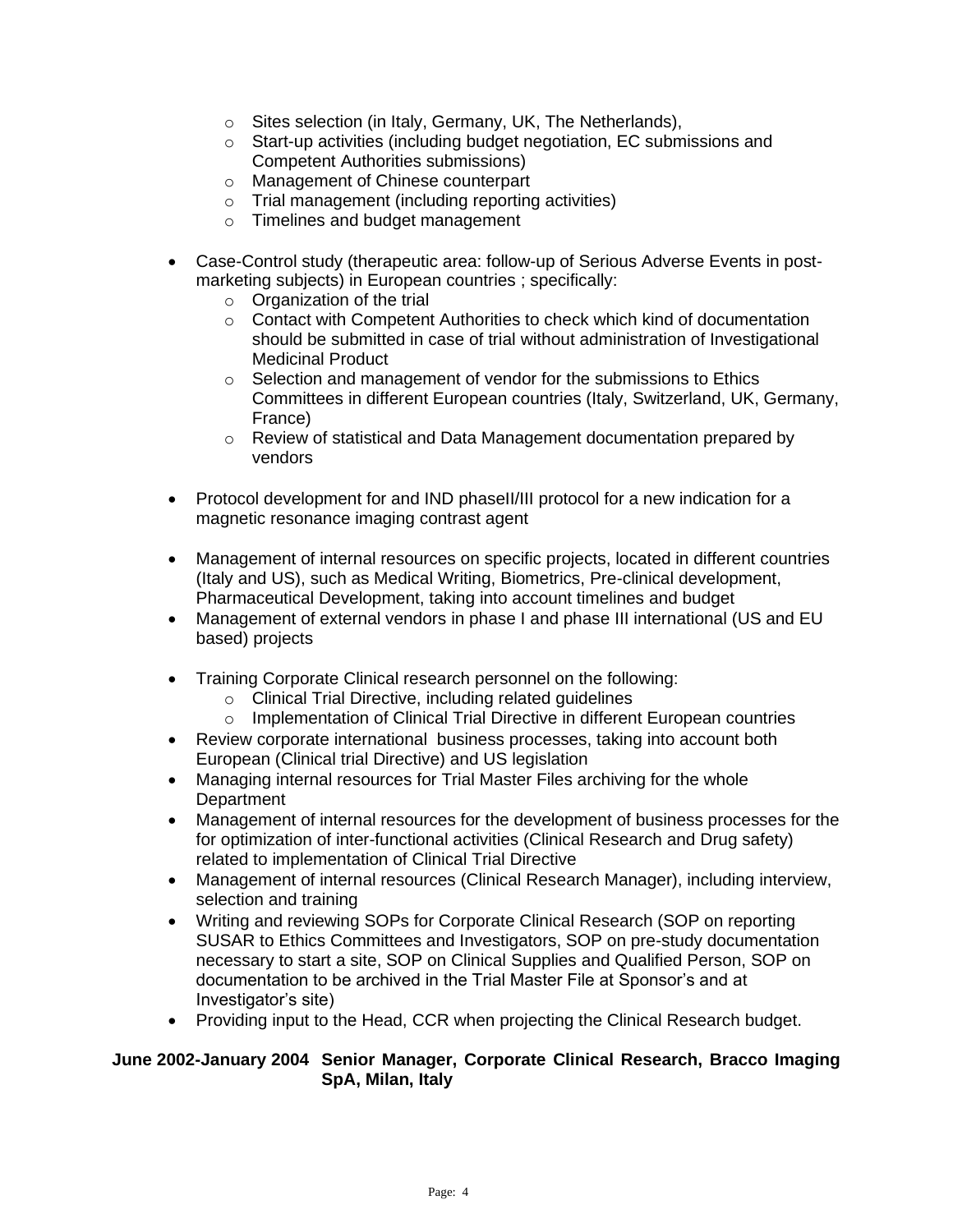- Sites selection (in Italy, Germany, UK, The Netherlands),
    - Start-up activities (including budget negotiation, EC submissions and Competent Authorities submissions)
    - Management of Chinese counterpart
    - Trial management (including reporting activities)
    - Timelines and budget management

- Case-Control study (therapeutic area: follow-up of Serious Adverse Events in post-marketing subjects) in European countries ; specifically:
    - Organization of the trial
    - Contact with Competent Authorities to check which kind of documentation should be submitted in case of trial without administration of Investigational Medicinal Product
    - Selection and management of vendor for the submissions to Ethics Committees in different European countries (Italy, Switzerland, UK, Germany, France)
    - Review of statistical and Data Management documentation prepared by vendors

- Protocol development for and IND phaseII/III protocol for a new indication for a magnetic resonance imaging contrast agent

- Management of internal resources on specific projects, located in different countries (Italy and US), such as Medical Writing, Biometrics, Pre-clinical development, Pharmaceutical Development, taking into account timelines and budget
- Management of external vendors in phase I and phase III international (US and EU based) projects

- Training Corporate Clinical research personnel on the following:
    - Clinical Trial Directive, including related guidelines
    - Implementation of Clinical Trial Directive in different European countries
- Review corporate international business processes, taking into account both European (Clinical trial Directive) and US legislation
- Managing internal resources for Trial Master Files archiving for the whole Department
- Management of internal resources for the development of business processes for the for optimization of inter-functional activities (Clinical Research and Drug safety) related to implementation of Clinical Trial Directive
- Management of internal resources (Clinical Research Manager), including interview, selection and training
- Writing and reviewing SOPs for Corporate Clinical Research (SOP on reporting SUSAR to Ethics Committees and Investigators, SOP on pre-study documentation necessary to start a site, SOP on Clinical Supplies and Qualified Person, SOP on documentation to be archived in the Trial Master File at Sponsor's and at Investigator's site)
- Providing input to the Head, CCR when projecting the Clinical Research budget.

**June 2002-January 2004 Senior Manager, Corporate Clinical Research, Bracco Imaging SpA, Milan, Italy**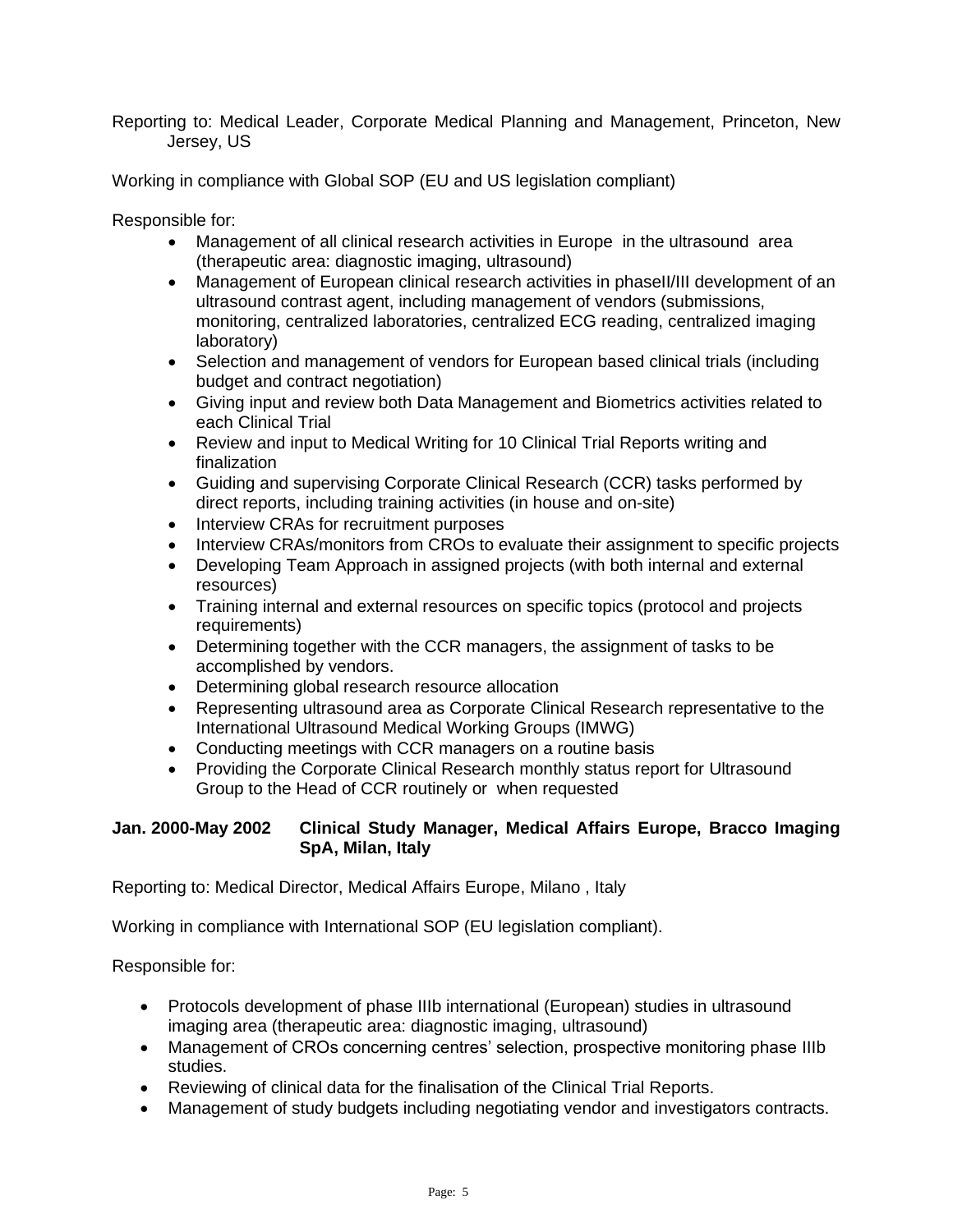Reporting to: Medical Leader, Corporate Medical Planning and Management, Princeton, New Jersey, US

Working in compliance with Global SOP (EU and US legislation compliant)

Responsible for:

- Management of all clinical research activities in Europe in the ultrasound area (therapeutic area: diagnostic imaging, ultrasound)
- Management of European clinical research activities in phaseII/III development of an ultrasound contrast agent, including management of vendors (submissions, monitoring, centralized laboratories, centralized ECG reading, centralized imaging laboratory)
- Selection and management of vendors for European based clinical trials (including budget and contract negotiation)
- Giving input and review both Data Management and Biometrics activities related to each Clinical Trial
- Review and input to Medical Writing for 10 Clinical Trial Reports writing and finalization
- Guiding and supervising Corporate Clinical Research (CCR) tasks performed by direct reports, including training activities (in house and on-site)
- Interview CRAs for recruitment purposes
- Interview CRAs/monitors from CROs to evaluate their assignment to specific projects
- Developing Team Approach in assigned projects (with both internal and external resources)
- Training internal and external resources on specific topics (protocol and projects requirements)
- Determining together with the CCR managers, the assignment of tasks to be accomplished by vendors.
- Determining global research resource allocation
- Representing ultrasound area as Corporate Clinical Research representative to the International Ultrasound Medical Working Groups (IMWG)
- Conducting meetings with CCR managers on a routine basis
- Providing the Corporate Clinical Research monthly status report for Ultrasound Group to the Head of CCR routinely or when requested

**Jan. 2000-May 2002 Clinical Study Manager, Medical Affairs Europe, Bracco Imaging SpA, Milan, Italy**

Reporting to: Medical Director, Medical Affairs Europe, Milano , Italy

Working in compliance with International SOP (EU legislation compliant).

Responsible for:

- Protocols development of phase IIIb international (European) studies in ultrasound imaging area (therapeutic area: diagnostic imaging, ultrasound)
- Management of CROs concerning centres' selection, prospective monitoring phase IIIb studies.
- Reviewing of clinical data for the finalisation of the Clinical Trial Reports.
- Management of study budgets including negotiating vendor and investigators contracts.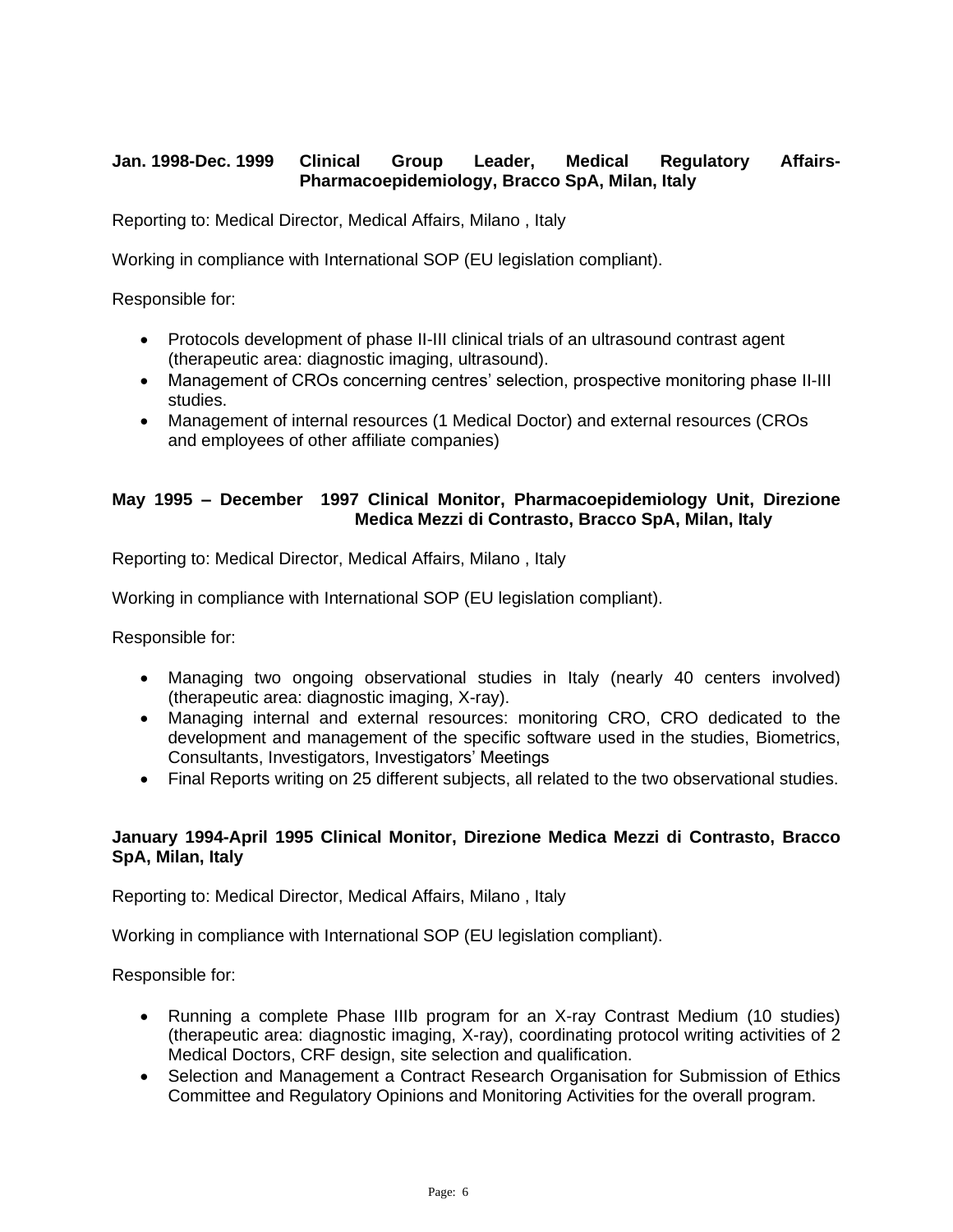**Jan. 1998-Dec. 1999 Clinical Group Leader, Medical Regulatory Affairs-Pharmacoepidemiology, Bracco SpA, Milan, Italy**

Reporting to: Medical Director, Medical Affairs, Milano , Italy

Working in compliance with International SOP (EU legislation compliant).

Responsible for:

- Protocols development of phase II-III clinical trials of an ultrasound contrast agent (therapeutic area: diagnostic imaging, ultrasound).
- Management of CROs concerning centres' selection, prospective monitoring phase II-III studies.
- Management of internal resources (1 Medical Doctor) and external resources (CROs and employees of other affiliate companies)

**May 1995 – December 1997 Clinical Monitor, Pharmacoepidemiology Unit, Direzione Medica Mezzi di Contrasto, Bracco SpA, Milan, Italy**

Reporting to: Medical Director, Medical Affairs, Milano , Italy

Working in compliance with International SOP (EU legislation compliant).

Responsible for:

- Managing two ongoing observational studies in Italy (nearly 40 centers involved) (therapeutic area: diagnostic imaging, X-ray).
- Managing internal and external resources: monitoring CRO, CRO dedicated to the development and management of the specific software used in the studies, Biometrics, Consultants, Investigators, Investigators' Meetings
- Final Reports writing on 25 different subjects, all related to the two observational studies.

**January 1994-April 1995 Clinical Monitor, Direzione Medica Mezzi di Contrasto, Bracco SpA, Milan, Italy**

Reporting to: Medical Director, Medical Affairs, Milano , Italy

Working in compliance with International SOP (EU legislation compliant).

Responsible for:

- Running a complete Phase IIIb program for an X-ray Contrast Medium (10 studies) (therapeutic area: diagnostic imaging, X-ray), coordinating protocol writing activities of 2 Medical Doctors, CRF design, site selection and qualification.
- Selection and Management a Contract Research Organisation for Submission of Ethics Committee and Regulatory Opinions and Monitoring Activities for the overall program.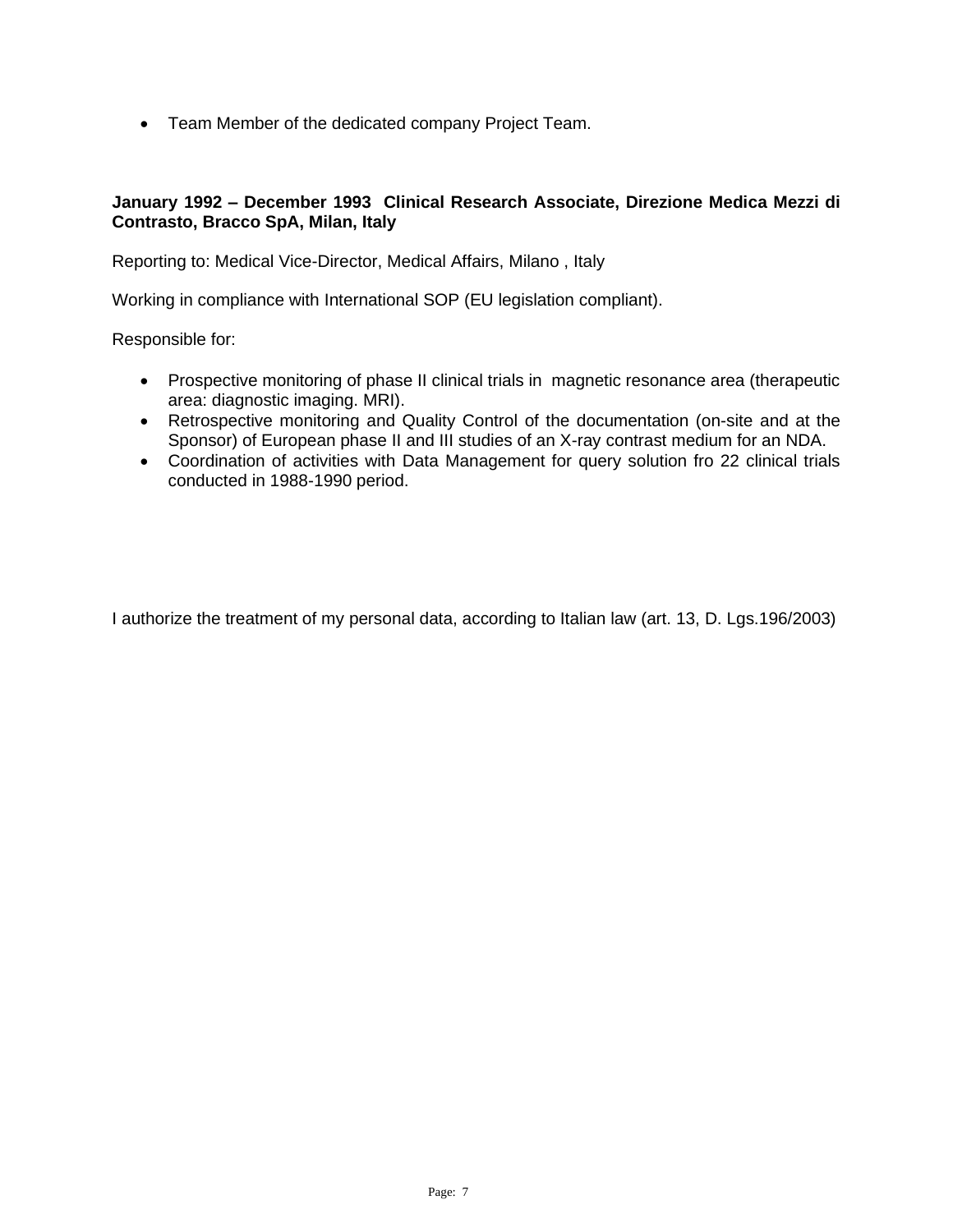- Team Member of the dedicated company Project Team.

**January 1992 – December 1993 Clinical Research Associate, Direzione Medica Mezzi di Contrasto, Bracco SpA, Milan, Italy**

Reporting to: Medical Vice-Director, Medical Affairs, Milano , Italy

Working in compliance with International SOP (EU legislation compliant).

Responsible for:

- Prospective monitoring of phase II clinical trials in magnetic resonance area (therapeutic area: diagnostic imaging. MRI).
- Retrospective monitoring and Quality Control of the documentation (on-site and at the Sponsor) of European phase II and III studies of an X-ray contrast medium for an NDA.
- Coordination of activities with Data Management for query solution fro 22 clinical trials conducted in 1988-1990 period.

I authorize the treatment of my personal data, according to Italian law (art. 13, D. Lgs.196/2003)